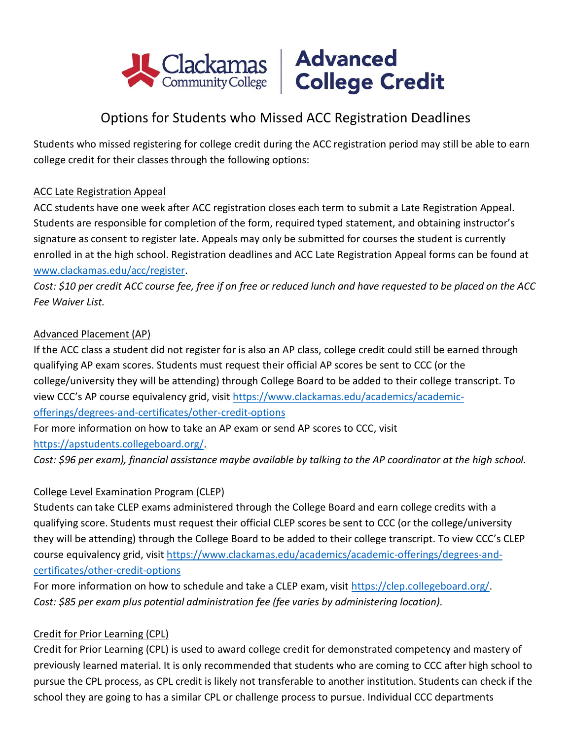Clackamas Community College | Advanced College Credit

# Options for Students who Missed ACC Registration Deadlines

Students who missed registering for college credit during the ACC registration period may still be able to earn college credit for their classes through the following options:

## ACC Late Registration Appeal

ACC students have one week after ACC registration closes each term to submit a Late Registration Appeal. Students are responsible for completion of the form, required typed statement, and obtaining instructor's signature as consent to register late. Appeals may only be submitted for courses the student is currently enrolled in at the high school. Registration deadlines and ACC Late Registration Appeal forms can be found at [www.clackamas.edu/acc/register](www.clackamas.edu/acc/register).

*Cost: $10 per credit ACC course fee, free if on free or reduced lunch and have requested to be placed on the ACC Fee Waiver List.*

## Advanced Placement (AP)

If the ACC class a student did not register for is also an AP class, college credit could still be earned through qualifying AP exam scores. Students must request their official AP scores be sent to CCC (or the college/university they will be attending) through College Board to be added to their college transcript. To view CCC's AP course equivalency grid, visit [https://www.clackamas.edu/academics/academic-offerings/degrees-and-certificates/other-credit-options](https://www.clackamas.edu/academics/academic-offerings/degrees-and-certificates/other-credit-options)

For more information on how to take an AP exam or send AP scores to CCC, visit [https://apstudents.collegeboard.org/](https://apstudents.collegeboard.org/).

*Cost: $96 per exam), financial assistance maybe available by talking to the AP coordinator at the high school.*

## College Level Examination Program (CLEP)

Students can take CLEP exams administered through the College Board and earn college credits with a qualifying score. Students must request their official CLEP scores be sent to CCC (or the college/university they will be attending) through the College Board to be added to their college transcript. To view CCC's CLEP course equivalency grid, visit [https://www.clackamas.edu/academics/academic-offerings/degrees-and-certificates/other-credit-options](https://www.clackamas.edu/academics/academic-offerings/degrees-and-certificates/other-credit-options)

For more information on how to schedule and take a CLEP exam, visit [https://clep.collegeboard.org/](https://clep.collegeboard.org/).

*Cost: $85 per exam plus potential administration fee (fee varies by administering location).*

## Credit for Prior Learning (CPL)

Credit for Prior Learning (CPL) is used to award college credit for demonstrated competency and mastery of previously learned material. It is only recommended that students who are coming to CCC after high school to pursue the CPL process, as CPL credit is likely not transferable to another institution. Students can check if the school they are going to has a similar CPL or challenge process to pursue. Individual CCC departments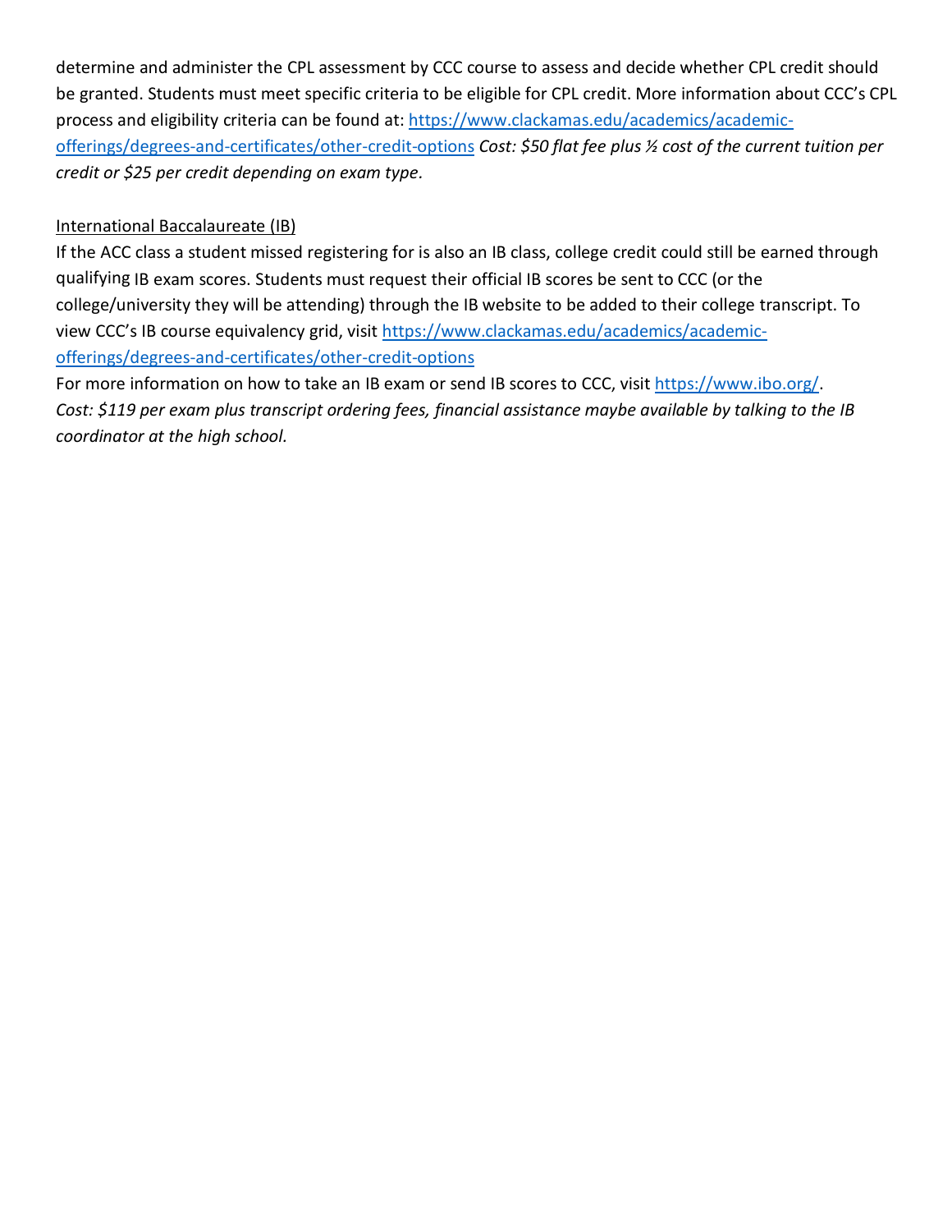determine and administer the CPL assessment by CCC course to assess and decide whether CPL credit should be granted. Students must meet specific criteria to be eligible for CPL credit. More information about CCC's CPL process and eligibility criteria can be found at: [https://www.clackamas.edu/academics/academic-offerings/degrees-and-certificates/other-credit-options](https://www.clackamas.edu/academics/academic-offerings/degrees-and-certificates/other-credit-options) *Cost: $50 flat fee plus ½ cost of the current tuition per credit or $25 per credit depending on exam type.*

<u>International Baccalaureate (IB)</u>

If the ACC class a student missed registering for is also an IB class, college credit could still be earned through qualifying IB exam scores. Students must request their official IB scores be sent to CCC (or the college/university they will be attending) through the IB website to be added to their college transcript. To view CCC's IB course equivalency grid, visit [https://www.clackamas.edu/academics/academic-offerings/degrees-and-certificates/other-credit-options](https://www.clackamas.edu/academics/academic-offerings/degrees-and-certificates/other-credit-options)

For more information on how to take an IB exam or send IB scores to CCC, visit [https://www.ibo.org/](https://www.ibo.org/).

*Cost: $119 per exam plus transcript ordering fees, financial assistance maybe available by talking to the IB coordinator at the high school.*